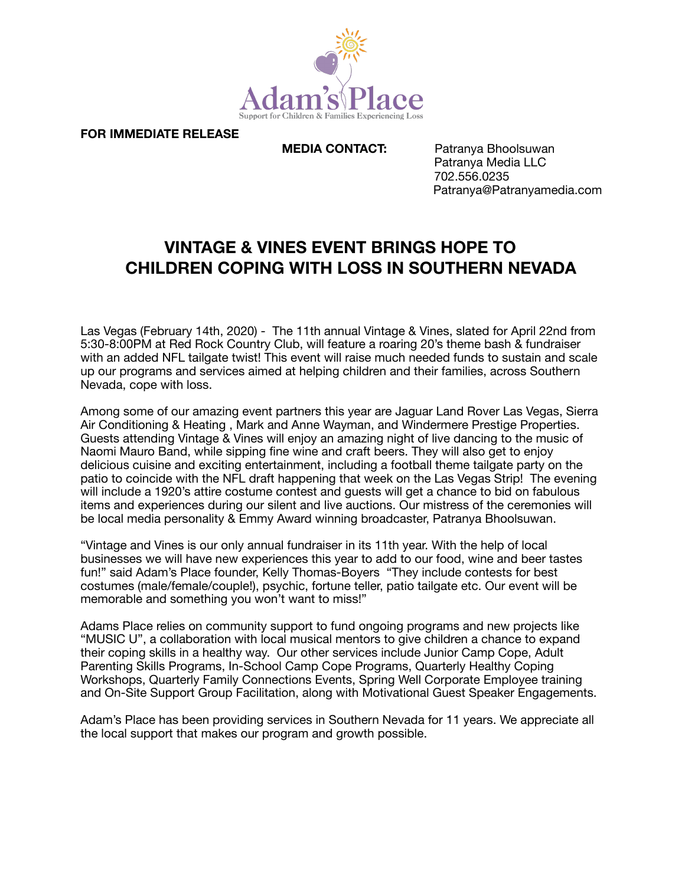Adam's Place
Support for Children & Families Experiencing Loss

**FOR IMMEDIATE RELEASE**

**MEDIA CONTACT:**
Patranya Bhoolsuwan
Patranya Media LLC
702.556.0235
Patranya@Patranyamedia.com

# VINTAGE & VINES EVENT BRINGS HOPE TO CHILDREN COPING WITH LOSS IN SOUTHERN NEVADA

Las Vegas (February 14th, 2020) - The 11th annual Vintage & Vines, slated for April 22nd from 5:30-8:00PM at Red Rock Country Club, will feature a roaring 20's theme bash & fundraiser with an added NFL tailgate twist! This event will raise much needed funds to sustain and scale up our programs and services aimed at helping children and their families, across Southern Nevada, cope with loss.

Among some of our amazing event partners this year are Jaguar Land Rover Las Vegas, Sierra Air Conditioning & Heating , Mark and Anne Wayman, and Windermere Prestige Properties. Guests attending Vintage & Vines will enjoy an amazing night of live dancing to the music of Naomi Mauro Band, while sipping fine wine and craft beers. They will also get to enjoy delicious cuisine and exciting entertainment, including a football theme tailgate party on the patio to coincide with the NFL draft happening that week on the Las Vegas Strip! The evening will include a 1920's attire costume contest and guests will get a chance to bid on fabulous items and experiences during our silent and live auctions. Our mistress of the ceremonies will be local media personality & Emmy Award winning broadcaster, Patranya Bhoolsuwan.

"Vintage and Vines is our only annual fundraiser in its 11th year. With the help of local businesses we will have new experiences this year to add to our food, wine and beer tastes fun!" said Adam's Place founder, Kelly Thomas-Boyers "They include contests for best costumes (male/female/couple!), psychic, fortune teller, patio tailgate etc. Our event will be memorable and something you won't want to miss!"

Adams Place relies on community support to fund ongoing programs and new projects like "MUSIC U", a collaboration with local musical mentors to give children a chance to expand their coping skills in a healthy way. Our other services include Junior Camp Cope, Adult Parenting Skills Programs, In-School Camp Cope Programs, Quarterly Healthy Coping Workshops, Quarterly Family Connections Events, Spring Well Corporate Employee training and On-Site Support Group Facilitation, along with Motivational Guest Speaker Engagements.

Adam's Place has been providing services in Southern Nevada for 11 years. We appreciate all the local support that makes our program and growth possible.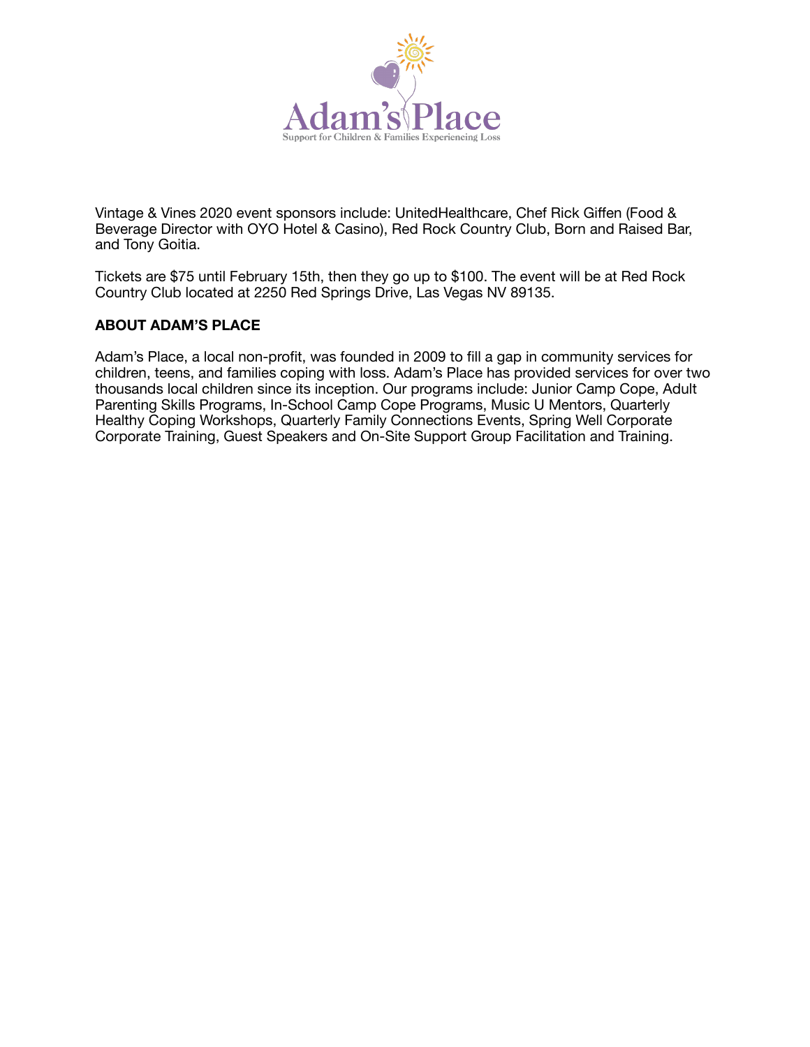Adam's Place

Support for Children & Families Experiencing Loss

Vintage & Vines 2020 event sponsors include: UnitedHealthcare, Chef Rick Giffen (Food & Beverage Director with OYO Hotel & Casino), Red Rock Country Club, Born and Raised Bar, and Tony Goitia.

Tickets are $75 until February 15th, then they go up to $100. The event will be at Red Rock Country Club located at 2250 Red Springs Drive, Las Vegas NV 89135.

**ABOUT ADAM'S PLACE**

Adam's Place, a local non-profit, was founded in 2009 to fill a gap in community services for children, teens, and families coping with loss. Adam's Place has provided services for over two thousands local children since its inception. Our programs include: Junior Camp Cope, Adult Parenting Skills Programs, In-School Camp Cope Programs, Music U Mentors, Quarterly Healthy Coping Workshops, Quarterly Family Connections Events, Spring Well Corporate Corporate Training, Guest Speakers and On-Site Support Group Facilitation and Training.